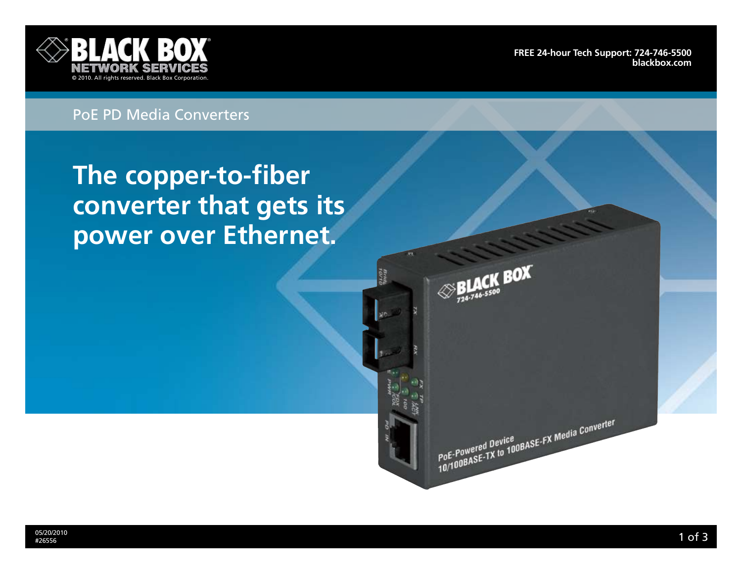BLACK BOX NETWORK SERVICES

© 2010. All rights reserved. Black Box Corporation.

FREE 24-hour Tech Support: 724-746-5500
blackbox.com

PoE PD Media Converters

# The copper-to-fiber converter that gets its power over Ethernet.

05/20/2010
#26556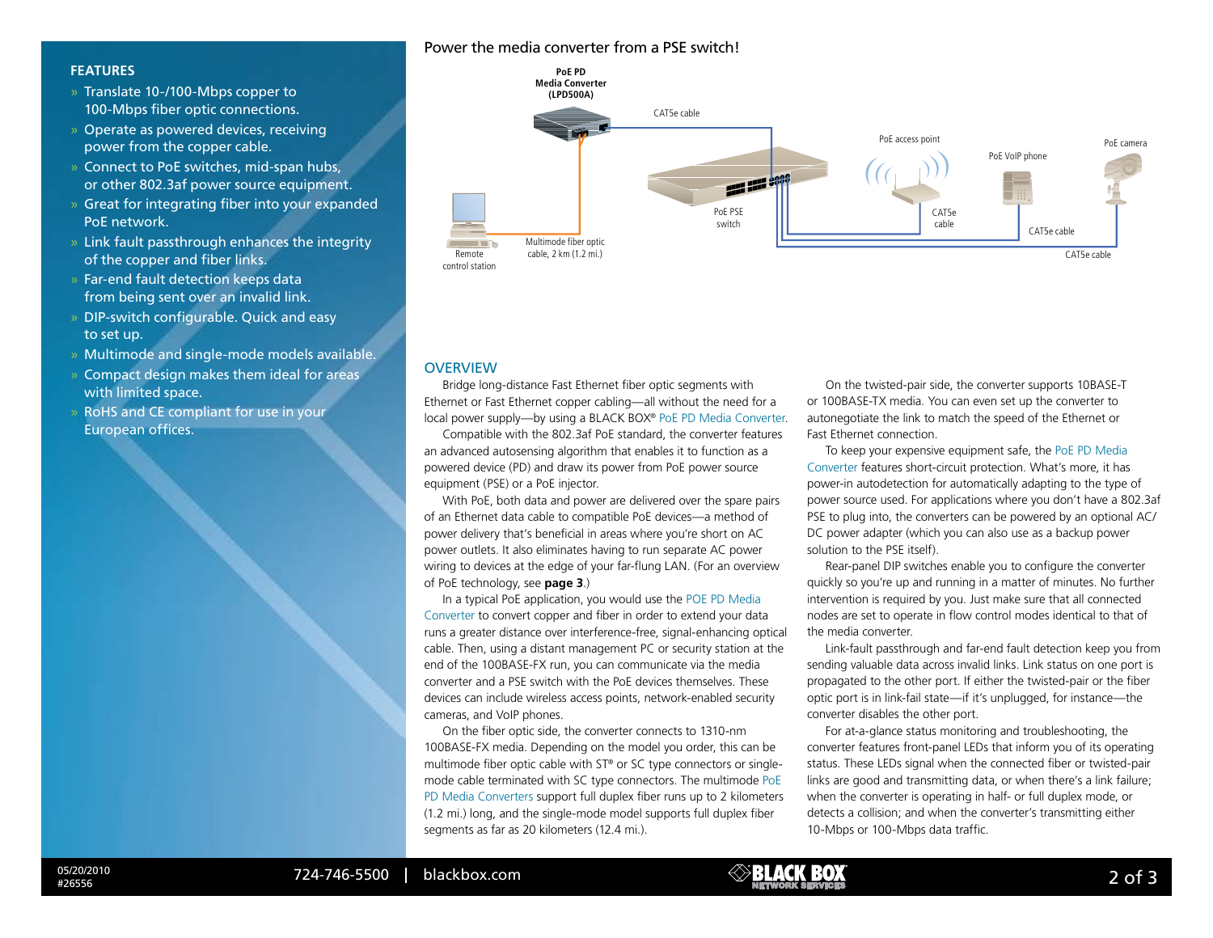## FEATURES

- Translate 10-/100-Mbps copper to 100-Mbps fiber optic connections.
- Operate as powered devices, receiving power from the copper cable.
- Connect to PoE switches, mid-span hubs, or other 802.3af power source equipment.
- Great for integrating fiber into your expanded PoE network.
- Link fault passthrough enhances the integrity of the copper and fiber links.
- Far-end fault detection keeps data from being sent over an invalid link.
- DIP-switch configurable. Quick and easy to set up.
- Multimode and single-mode models available.
- Compact design makes them ideal for areas with limited space.
- RoHS and CE compliant for use in your European offices.

Power the media converter from a PSE switch!

PoE PD Media Converter (LPD500A)

CAT5e cable

PoE access point

PoE VoIP phone

PoE camera

PoE PSE switch

CAT5e cable

CAT5e cable

CAT5e cable

Remote control station

Multimode fiber optic cable, 2 km (1.2 mi.)

## OVERVIEW

Bridge long-distance Fast Ethernet fiber optic segments with Ethernet or Fast Ethernet copper cabling—all without the need for a local power supply—by using a BLACK BOX® PoE PD Media Converter.

Compatible with the 802.3af PoE standard, the converter features an advanced autosensing algorithm that enables it to function as a powered device (PD) and draw its power from PoE power source equipment (PSE) or a PoE injector.

With PoE, both data and power are delivered over the spare pairs of an Ethernet data cable to compatible PoE devices—a method of power delivery that's beneficial in areas where you're short on AC power outlets. It also eliminates having to run separate AC power wiring to devices at the edge of your far-flung LAN. (For an overview of PoE technology, see **page 3**.)

In a typical PoE application, you would use the POE PD Media Converter to convert copper and fiber in order to extend your data runs a greater distance over interference-free, signal-enhancing optical cable. Then, using a distant management PC or security station at the end of the 100BASE-FX run, you can communicate via the media converter and a PSE switch with the PoE devices themselves. These devices can include wireless access points, network-enabled security cameras, and VoIP phones.

On the fiber optic side, the converter connects to 1310-nm 100BASE-FX media. Depending on the model you order, this can be multimode fiber optic cable with ST® or SC type connectors or single-mode cable terminated with SC type connectors. The multimode PoE PD Media Converters support full duplex fiber runs up to 2 kilometers (1.2 mi.) long, and the single-mode model supports full duplex fiber segments as far as 20 kilometers (12.4 mi.).

On the twisted-pair side, the converter supports 10BASE-T or 100BASE-TX media. You can even set up the converter to autonegotiate the link to match the speed of the Ethernet or Fast Ethernet connection.

To keep your expensive equipment safe, the PoE PD Media Converter features short-circuit protection. What's more, it has power-in autodetection for automatically adapting to the type of power source used. For applications where you don't have a 802.3af PSE to plug into, the converters can be powered by an optional AC/DC power adapter (which you can also use as a backup power solution to the PSE itself).

Rear-panel DIP switches enable you to configure the converter quickly so you're up and running in a matter of minutes. No further intervention is required by you. Just make sure that all connected nodes are set to operate in flow control modes identical to that of the media converter.

Link-fault passthrough and far-end fault detection keep you from sending valuable data across invalid links. Link status on one port is propagated to the other port. If either the twisted-pair or the fiber optic port is in link-fail state—if it's unplugged, for instance—the converter disables the other port.

For at-a-glance status monitoring and troubleshooting, the converter features front-panel LEDs that inform you of its operating status. These LEDs signal when the connected fiber or twisted-pair links are good and transmitting data, or when there's a link failure; when the converter is operating in half- or full duplex mode, or detects a collision; and when the converter's transmitting either 10-Mbps or 100-Mbps data traffic.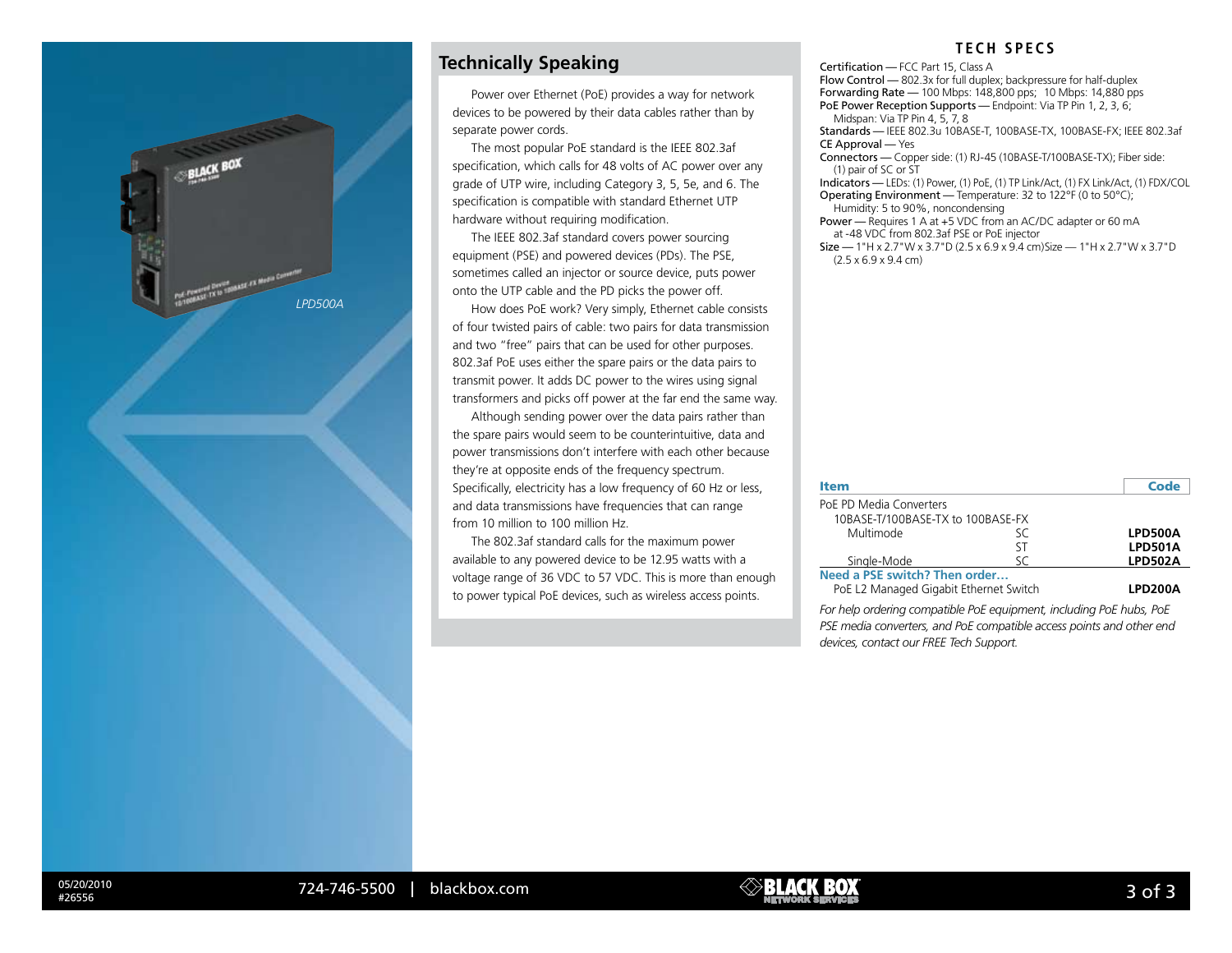LPD500A

## Technically Speaking

Power over Ethernet (PoE) provides a way for network devices to be powered by their data cables rather than by separate power cords.

The most popular PoE standard is the IEEE 802.3af specification, which calls for 48 volts of AC power over any grade of UTP wire, including Category 3, 5, 5e, and 6. The specification is compatible with standard Ethernet UTP hardware without requiring modification.

The IEEE 802.3af standard covers power sourcing equipment (PSE) and powered devices (PDs). The PSE, sometimes called an injector or source device, puts power onto the UTP cable and the PD picks the power off.

How does PoE work? Very simply, Ethernet cable consists of four twisted pairs of cable: two pairs for data transmission and two "free" pairs that can be used for other purposes. 802.3af PoE uses either the spare pairs or the data pairs to transmit power. It adds DC power to the wires using signal transformers and picks off power at the far end the same way.

Although sending power over the data pairs rather than the spare pairs would seem to be counterintuitive, data and power transmissions don't interfere with each other because they're at opposite ends of the frequency spectrum. Specifically, electricity has a low frequency of 60 Hz or less, and data transmissions have frequencies that can range from 10 million to 100 million Hz.

The 802.3af standard calls for the maximum power available to any powered device to be 12.95 watts with a voltage range of 36 VDC to 57 VDC. This is more than enough to power typical PoE devices, such as wireless access points.

## TECH SPECS

**Certification** — FCC Part 15, Class A
**Flow Control** — 802.3x for full duplex; backpressure for half-duplex
**Forwarding Rate** — 100 Mbps: 148,800 pps; 10 Mbps: 14,880 pps
**PoE Power Reception Supports** — Endpoint: Via TP Pin 1, 2, 3, 6; Midspan: Via TP Pin 4, 5, 7, 8
**Standards** — IEEE 802.3u 10BASE-T, 100BASE-TX, 100BASE-FX; IEEE 802.3af
**CE Approval** — Yes
**Connectors** — Copper side: (1) RJ-45 (10BASE-T/100BASE-TX); Fiber side: (1) pair of SC or ST
**Indicators** — LEDs: (1) Power, (1) PoE, (1) TP Link/Act, (1) FX Link/Act, (1) FDX/COL
**Operating Environment** — Temperature: 32 to 122°F (0 to 50°C); Humidity: 5 to 90%, noncondensing
**Power** — Requires 1 A at +5 VDC from an AC/DC adapter or 60 mA at -48 VDC from 802.3af PSE or PoE injector
**Size** — 1"H x 2.7"W x 3.7"D (2.5 x 6.9 x 9.4 cm)Size — 1"H x 2.7"W x 3.7"D (2.5 x 6.9 x 9.4 cm)

| Item | | Code |
|---|---|---|
| PoE PD Media Converters | | |
| 10BASE-T/100BASE-TX to 100BASE-FX | | |
| Multimode | SC | **LPD500A** |
| | ST | **LPD501A** |
| Single-Mode | SC | **LPD502A** |
| **Need a PSE switch? Then order…** | | |
| PoE L2 Managed Gigabit Ethernet Switch | | **LPD200A** |

*For help ordering compatible PoE equipment, including PoE hubs, PoE PSE media converters, and PoE compatible access points and other end devices, contact our FREE Tech Support.*

05/20/2010
#26556

724-746-5500 | blackbox.com